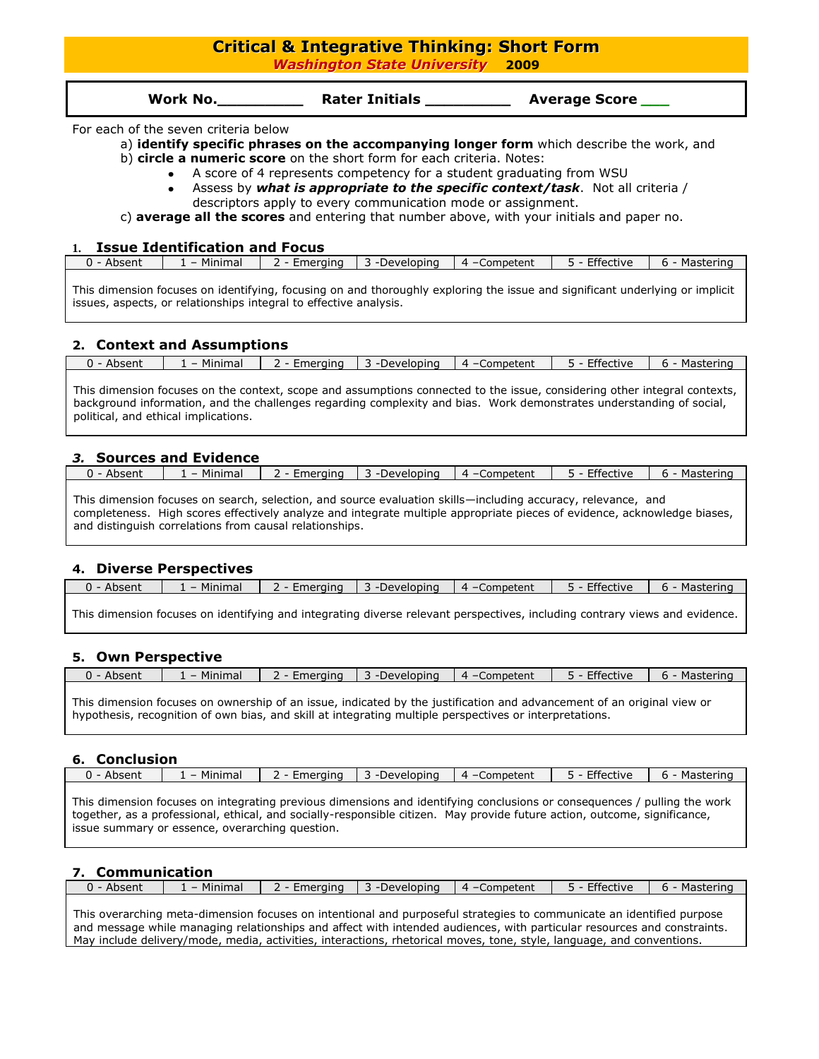# Critical & Integrative Thinking: Short Form

***Washington State University*** **2009**

**Work No.__________ Rater Initials __________ Average Score ___**

For each of the seven criteria below

a) **identify specific phrases on the accompanying longer form** which describe the work, and

b) **circle a numeric score** on the short form for each criteria. Notes:

- A score of 4 represents competency for a student graduating from WSU
- Assess by ***what is appropriate to the specific context/task***. Not all criteria / descriptors apply to every communication mode or assignment.

c) **average all the scores** and entering that number above, with your initials and paper no.

## 1. Issue Identification and Focus

| 0 - Absent | 1 – Minimal | 2 - Emerging | 3 -Developing | 4 –Competent | 5 - Effective | 6 - Mastering |
|---|---|---|---|---|---|---|

This dimension focuses on identifying, focusing on and thoroughly exploring the issue and significant underlying or implicit issues, aspects, or relationships integral to effective analysis.

## 2. Context and Assumptions

| 0 - Absent | 1 – Minimal | 2 - Emerging | 3 -Developing | 4 –Competent | 5 - Effective | 6 - Mastering |
|---|---|---|---|---|---|---|

This dimension focuses on the context, scope and assumptions connected to the issue, considering other integral contexts, background information, and the challenges regarding complexity and bias. Work demonstrates understanding of social, political, and ethical implications.

## *3.* Sources and Evidence

| 0 - Absent | 1 – Minimal | 2 - Emerging | 3 -Developing | 4 –Competent | 5 - Effective | 6 - Mastering |
|---|---|---|---|---|---|---|

This dimension focuses on search, selection, and source evaluation skills—including accuracy, relevance, and completeness. High scores effectively analyze and integrate multiple appropriate pieces of evidence, acknowledge biases, and distinguish correlations from causal relationships.

## 4. Diverse Perspectives

| 0 - Absent | 1 – Minimal | 2 - Emerging | 3 -Developing | 4 –Competent | 5 - Effective | 6 - Mastering |
|---|---|---|---|---|---|---|

This dimension focuses on identifying and integrating diverse relevant perspectives, including contrary views and evidence.

## 5. Own Perspective

| 0 - Absent | 1 – Minimal | 2 - Emerging | 3 -Developing | 4 –Competent | 5 - Effective | 6 - Mastering |
|---|---|---|---|---|---|---|

This dimension focuses on ownership of an issue, indicated by the justification and advancement of an original view or hypothesis, recognition of own bias, and skill at integrating multiple perspectives or interpretations.

## 6. Conclusion

| 0 - Absent | 1 – Minimal | 2 - Emerging | 3 -Developing | 4 –Competent | 5 - Effective | 6 - Mastering |
|---|---|---|---|---|---|---|

This dimension focuses on integrating previous dimensions and identifying conclusions or consequences / pulling the work together, as a professional, ethical, and socially-responsible citizen. May provide future action, outcome, significance, issue summary or essence, overarching question.

## 7. Communication

| 0 - Absent | 1 – Minimal | 2 - Emerging | 3 -Developing | 4 –Competent | 5 - Effective | 6 - Mastering |
|---|---|---|---|---|---|---|

This overarching meta-dimension focuses on intentional and purposeful strategies to communicate an identified purpose and message while managing relationships and affect with intended audiences, with particular resources and constraints. May include delivery/mode, media, activities, interactions, rhetorical moves, tone, style, language, and conventions.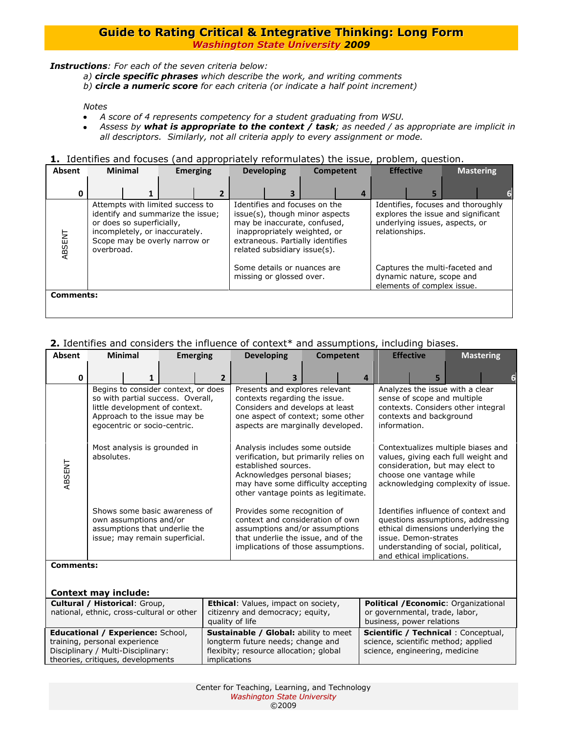# Guide to Rating Critical & Integrative Thinking: Long Form

***Washington State University* 2009**

***Instructions***: *For each of the seven criteria below:*

*a) **circle specific phrases** which describe the work, and writing comments*
*b) **circle a numeric score** for each criteria (or indicate a half point increment)*

*Notes*

- *A score of 4 represents competency for a student graduating from WSU.*
- *Assess by **what is appropriate to the context / task**; as needed / as appropriate are implicit in all descriptors. Similarly, not all criteria apply to every assignment or mode.*

**1.** Identifies and focuses (and appropriately reformulates) the issue, problem, question.

| Absent | Minimal | Emerging | Developing | Competent | Effective | Mastering |
|---|---|---|---|---|---|---|
| 0 | 1 | 2 | 3 | 4 | 5 | 6 |
| ABSENT | Attempts with limited success to identify and summarize the issue; or does so superficially, incompletely, or inaccurately. Scope may be overly narrow or overbroad. | | Identifies and focuses on the issue(s), though minor aspects may be inaccurate, confused, inappropriately weighted, or extraneous. Partially identifies related subsidiary issue(s). | | Identifies, focuses and thoroughly explores the issue and significant underlying issues, aspects, or relationships. | |
| | | | Some details or nuances are missing or glossed over. | | Captures the multi-faceted and dynamic nature, scope and elements of complex issue. | |

**Comments:**

**2.** Identifies and considers the influence of context* and assumptions, including biases.

| Absent | Minimal | Emerging | Developing | Competent | Effective | Mastering |
|---|---|---|---|---|---|---|
| 0 | 1 | 2 | 3 | 4 | 5 | 6 |
| ABSENT | Begins to consider context, or does so with partial success. Overall, little development of context. Approach to the issue may be egocentric or socio-centric. | | Presents and explores relevant contexts regarding the issue. Considers and develops at least one aspect of context; some other aspects are marginally developed. | | Analyzes the issue with a clear sense of scope and multiple contexts. Considers other integral contexts and background information. | |
| | Most analysis is grounded in absolutes. | | Analysis includes some outside verification, but primarily relies on established sources. Acknowledges personal biases; may have some difficulty accepting other vantage points as legitimate. | | Contextualizes multiple biases and values, giving each full weight and consideration, but may elect to choose one vantage while acknowledging complexity of issue. | |
| | Shows some basic awareness of own assumptions and/or assumptions that underlie the issue; may remain superficial. | | Provides some recognition of context and consideration of own assumptions and/or assumptions that underlie the issue, and of the implications of those assumptions. | | Identifies influence of context and questions assumptions, addressing ethical dimensions underlying the issue. Demon-strates understanding of social, political, and ethical implications. | |

**Comments:**

**Context may include:**

| | | |
|---|---|---|
| **Cultural / Historical**: Group, national, ethnic, cross-cultural or other | **Ethical**: Values, impact on society, citizenry and democracy; equity, quality of life | **Political /Economic**: Organizational or governmental, trade, labor, business, power relations |
| **Educational / Experience:** School, training, personal experience Disciplinary / Multi-Disciplinary: theories, critiques, developments | **Sustainable / Global:** ability to meet longterm future needs; change and flexbity; resource allocation; global implications | **Scientific / Technical** : Conceptual, science, scientific method; applied science, engineering, medicine |

Center for Teaching, Learning, and Technology
*Washington State University*
©2009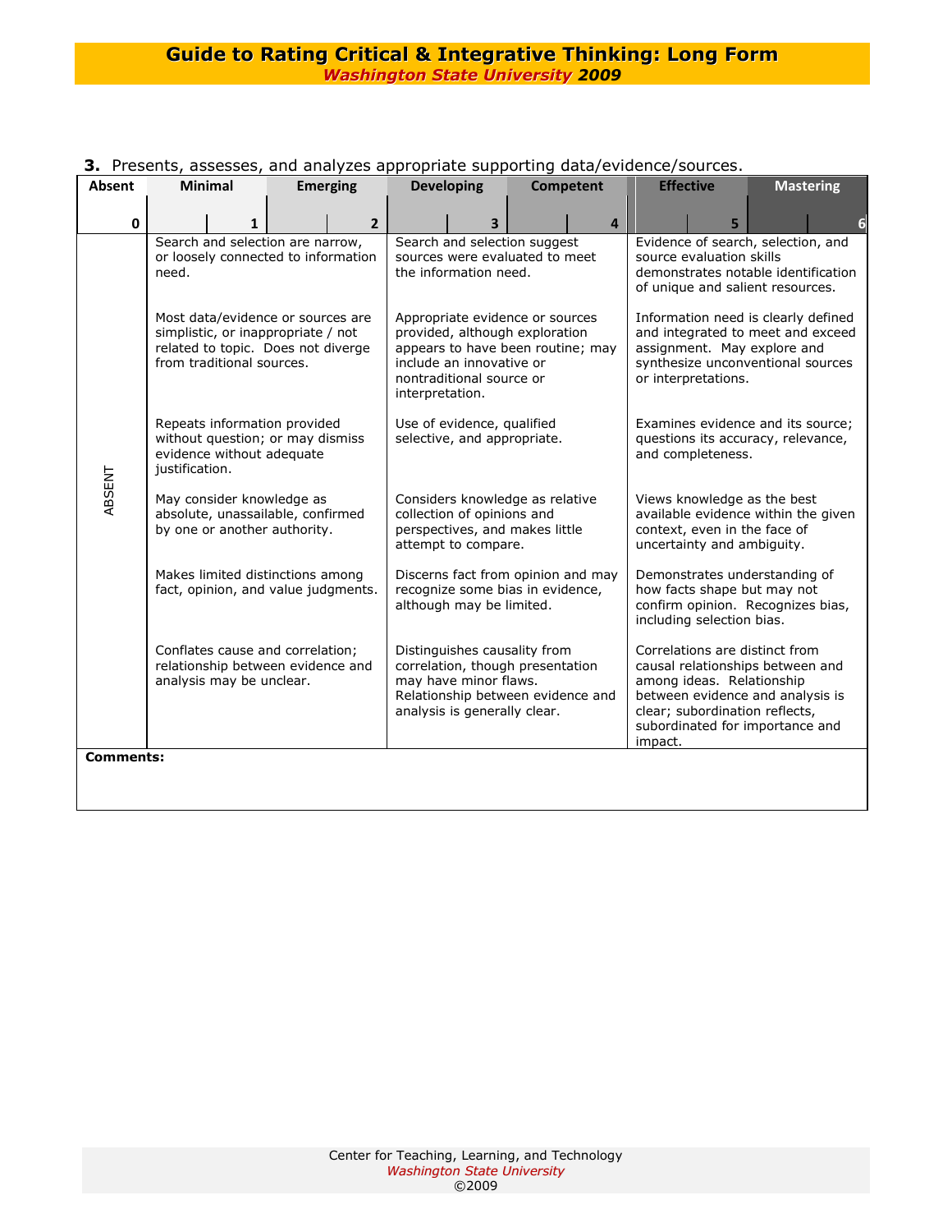# Guide to Rating Critical & Integrative Thinking: Long Form

*Washington State University* 2009

**3.** Presents, assesses, and analyzes appropriate supporting data/evidence/sources.

| Absent 0 | Minimal 1 / Emerging 2 | Developing 3 / Competent 4 | Effective 5 / Mastering 6 |
|---|---|---|---|
| ABSENT | Search and selection are narrow, or loosely connected to information need. | Search and selection suggest sources were evaluated to meet the information need. | Evidence of search, selection, and source evaluation skills demonstrates notable identification of unique and salient resources. |
| | Most data/evidence or sources are simplistic, or inappropriate / not related to topic. Does not diverge from traditional sources. | Appropriate evidence or sources provided, although exploration appears to have been routine; may include an innovative or nontraditional source or interpretation. | Information need is clearly defined and integrated to meet and exceed assignment. May explore and synthesize unconventional sources or interpretations. |
| | Repeats information provided without question; or may dismiss evidence without adequate justification. | Use of evidence, qualified selective, and appropriate. | Examines evidence and its source; questions its accuracy, relevance, and completeness. |
| | May consider knowledge as absolute, unassailable, confirmed by one or another authority. | Considers knowledge as relative collection of opinions and perspectives, and makes little attempt to compare. | Views knowledge as the best available evidence within the given context, even in the face of uncertainty and ambiguity. |
| | Makes limited distinctions among fact, opinion, and value judgments. | Discerns fact from opinion and may recognize some bias in evidence, although may be limited. | Demonstrates understanding of how facts shape but may not confirm opinion. Recognizes bias, including selection bias. |
| | Conflates cause and correlation; relationship between evidence and analysis may be unclear. | Distinguishes causality from correlation, though presentation may have minor flaws. Relationship between evidence and analysis is generally clear. | Correlations are distinct from causal relationships between and among ideas. Relationship between evidence and analysis is clear; subordination reflects, subordinated for importance and impact. |

**Comments:**

Center for Teaching, Learning, and Technology
*Washington State University*
©2009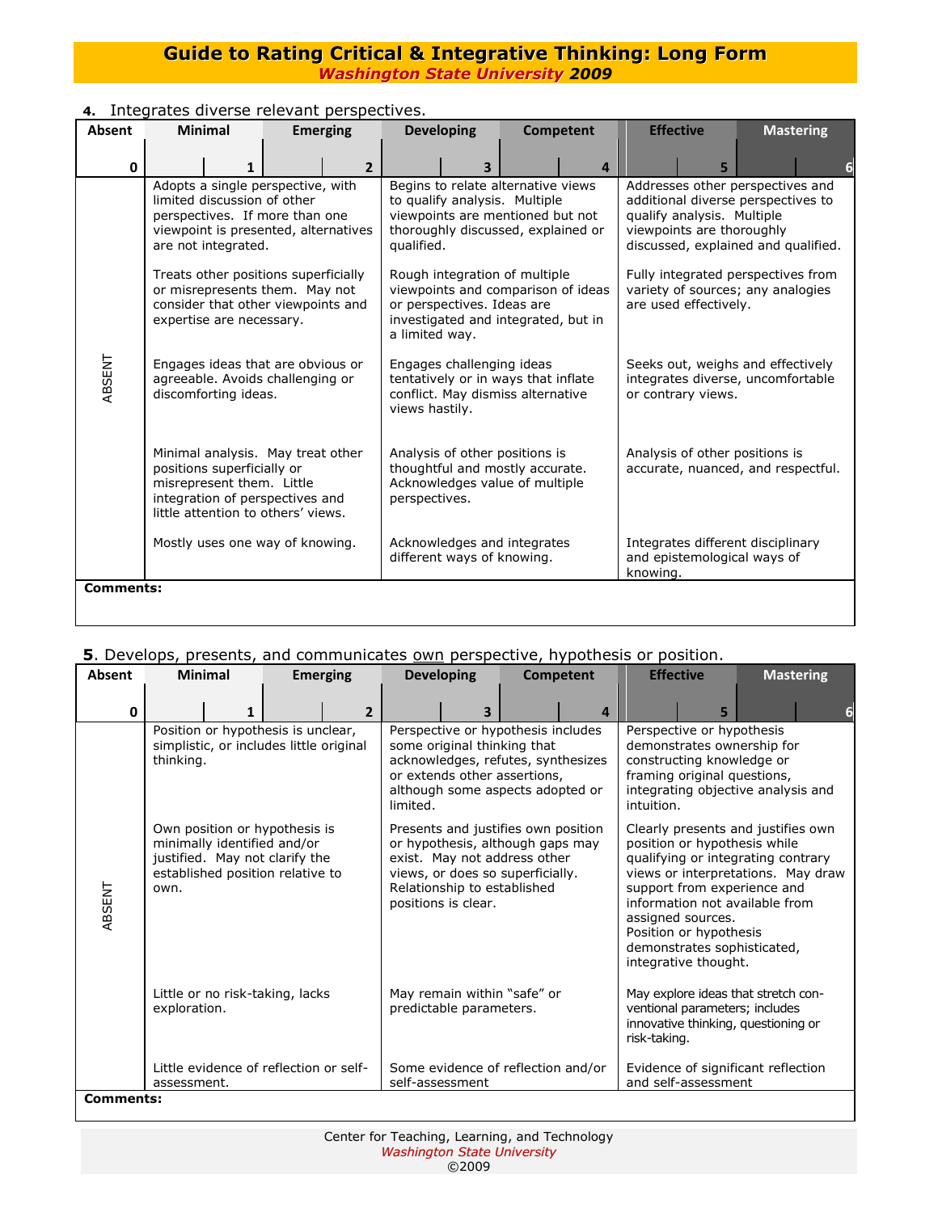# Guide to Rating Critical & Integrative Thinking: Long Form

*Washington State University* 2009

**4.** Integrates diverse relevant perspectives.

| Absent | Minimal | Emerging | Developing | Competent | Effective | Mastering |
|---|---|---|---|---|---|---|
| 0 | 1 | 2 | 3 | 4 | 5 | 6 |

| ABSENT | Minimal / Emerging (1–2) | Developing / Competent (3–4) | Effective / Mastering (5–6) |
|---|---|---|---|
| | Adopts a single perspective, with limited discussion of other perspectives. If more than one viewpoint is presented, alternatives are not integrated. | Begins to relate alternative views to qualify analysis. Multiple viewpoints are mentioned but not thoroughly discussed, explained or qualified. | Addresses other perspectives and additional diverse perspectives to qualify analysis. Multiple viewpoints are thoroughly discussed, explained and qualified. |
| | Treats other positions superficially or misrepresents them. May not consider that other viewpoints and expertise are necessary. | Rough integration of multiple viewpoints and comparison of ideas or perspectives. Ideas are investigated and integrated, but in a limited way. | Fully integrated perspectives from variety of sources; any analogies are used effectively. |
| | Engages ideas that are obvious or agreeable. Avoids challenging or discomforting ideas. | Engages challenging ideas tentatively or in ways that inflate conflict. May dismiss alternative views hastily. | Seeks out, weighs and effectively integrates diverse, uncomfortable or contrary views. |
| | Minimal analysis. May treat other positions superficially or misrepresent them. Little integration of perspectives and little attention to others' views. | Analysis of other positions is thoughtful and mostly accurate. Acknowledges value of multiple perspectives. | Analysis of other positions is accurate, nuanced, and respectful. |
| | Mostly uses one way of knowing. | Acknowledges and integrates different ways of knowing. | Integrates different disciplinary and epistemological ways of knowing. |

**Comments:**

**5**. Develops, presents, and communicates <u>own</u> perspective, hypothesis or position.

| Absent | Minimal | Emerging | Developing | Competent | Effective | Mastering |
|---|---|---|---|---|---|---|
| 0 | 1 | 2 | 3 | 4 | 5 | 6 |

| ABSENT | Minimal / Emerging (1–2) | Developing / Competent (3–4) | Effective / Mastering (5–6) |
|---|---|---|---|
| | Position or hypothesis is unclear, simplistic, or includes little original thinking. | Perspective or hypothesis includes some original thinking that acknowledges, refutes, synthesizes or extends other assertions, although some aspects adopted or limited. | Perspective or hypothesis demonstrates ownership for constructing knowledge or framing original questions, integrating objective analysis and intuition. |
| | Own position or hypothesis is minimally identified and/or justified. May not clarify the established position relative to own. | Presents and justifies own position or hypothesis, although gaps may exist. May not address other views, or does so superficially. Relationship to established positions is clear. | Clearly presents and justifies own position or hypothesis while qualifying or integrating contrary views or interpretations. May draw support from experience and information not available from assigned sources. Position or hypothesis demonstrates sophisticated, integrative thought. |
| | Little or no risk-taking, lacks exploration. | May remain within "safe" or predictable parameters. | May explore ideas that stretch con-ventional parameters; includes innovative thinking, questioning or risk-taking. |
| | Little evidence of reflection or self-assessment. | Some evidence of reflection and/or self-assessment | Evidence of significant reflection and self-assessment |

**Comments:**

Center for Teaching, Learning, and Technology
*Washington State University*
©2009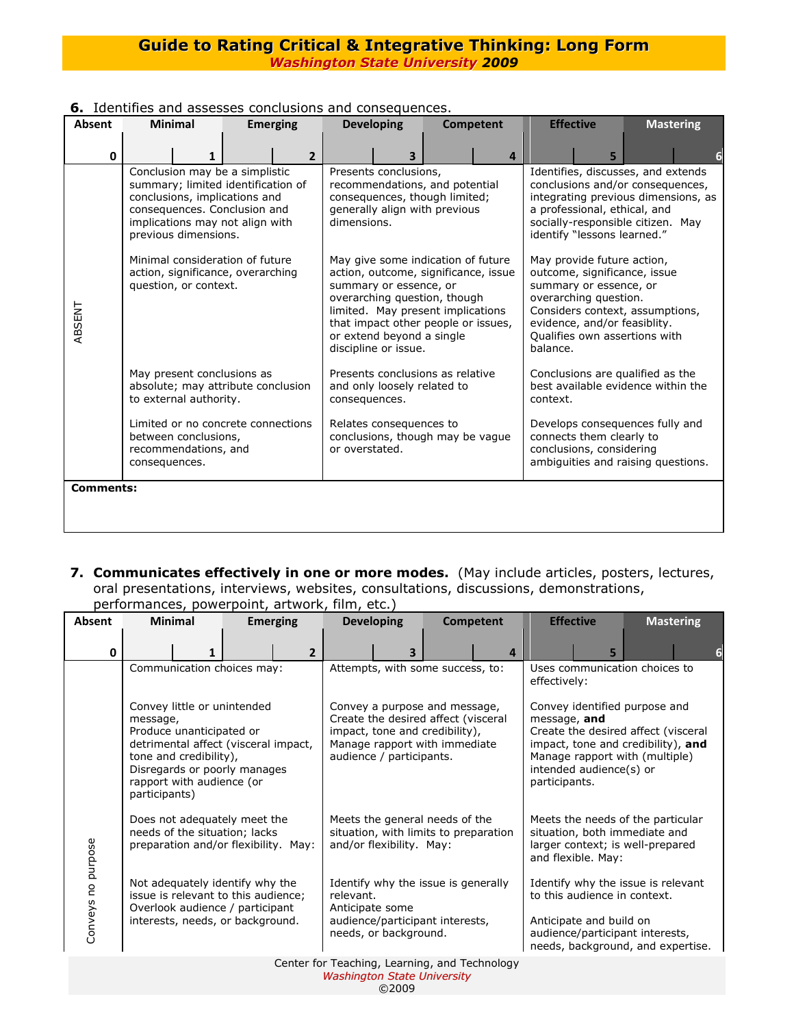# Guide to Rating Critical & Integrative Thinking: Long Form

*Washington State University 2009*

**6.** Identifies and assesses conclusions and consequences.

| Absent 0 | Minimal 1 / Emerging 2 | Developing 3 / Competent 4 | Effective 5 / Mastering 6 |
|---|---|---|---|
| ABSENT | Conclusion may be a simplistic summary; limited identification of conclusions, implications and consequences. Conclusion and implications may not align with previous dimensions. | Presents conclusions, recommendations, and potential consequences, though limited; generally align with previous dimensions. | Identifies, discusses, and extends conclusions and/or consequences, integrating previous dimensions, as a professional, ethical, and socially-responsible citizen. May identify "lessons learned." |
| | Minimal consideration of future action, significance, overarching question, or context. | May give some indication of future action, outcome, significance, issue summary or essence, or overarching question, though limited. May present implications that impact other people or issues, or extend beyond a single discipline or issue. | May provide future action, outcome, significance, issue summary or essence, or overarching question. Considers context, assumptions, evidence, and/or feasiblity. Qualifies own assertions with balance. |
| | May present conclusions as absolute; may attribute conclusion to external authority. | Presents conclusions as relative and only loosely related to consequences. | Conclusions are qualified as the best available evidence within the context. |
| | Limited or no concrete connections between conclusions, recommendations, and consequences. | Relates consequences to conclusions, though may be vague or overstated. | Develops consequences fully and connects them clearly to conclusions, considering ambiguities and raising questions. |

**Comments:**

**7. Communicates effectively in one or more modes.** (May include articles, posters, lectures, oral presentations, interviews, websites, consultations, discussions, demonstrations, performances, powerpoint, artwork, film, etc.)

| Absent 0 | Minimal 1 / Emerging 2 | Developing 3 / Competent 4 | Effective 5 / Mastering 6 |
|---|---|---|---|
| Conveys no purpose | Communication choices may: | Attempts, with some success, to: | Uses communication choices to effectively: |
| | Convey little or unintended message, Produce unanticipated or detrimental affect (visceral impact, tone and credibility), Disregards or poorly manages rapport with audience (or participants) | Convey a purpose and message, Create the desired affect (visceral impact, tone and credibility), Manage rapport with immediate audience / participants. | Convey identified purpose and message, **and** Create the desired affect (visceral impact, tone and credibility), **and** Manage rapport with (multiple) intended audience(s) or participants. |
| | Does not adequately meet the needs of the situation; lacks preparation and/or flexibility. May: | Meets the general needs of the situation, with limits to preparation and/or flexibility. May: | Meets the needs of the particular situation, both immediate and larger context; is well-prepared and flexible. May: |
| | Not adequately identify why the issue is relevant to this audience; Overlook audience / participant interests, needs, or background. | Identify why the issue is generally relevant. Anticipate some audience/participant interests, needs, or background. | Identify why the issue is relevant to this audience in context. Anticipate and build on audience/participant interests, needs, background, and expertise. |

Center for Teaching, Learning, and Technology
*Washington State University*
©2009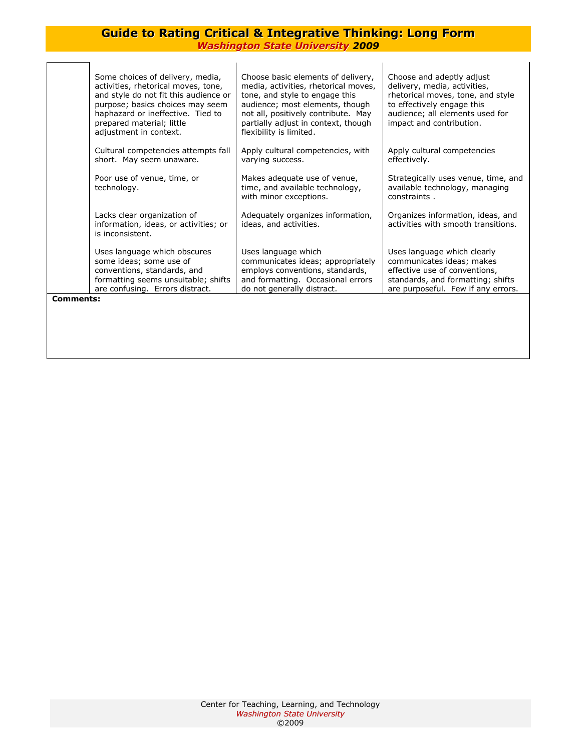| | | | |
|---|---|---|---|
| | Some choices of delivery, media, activities, rhetorical moves, tone, and style do not fit this audience or purpose; basics choices may seem haphazard or ineffective. Tied to prepared material; little adjustment in context. | Choose basic elements of delivery, media, activities, rhetorical moves, tone, and style to engage this audience; most elements, though not all, positively contribute. May partially adjust in context, though flexibility is limited. | Choose and adeptly adjust delivery, media, activities, rhetorical moves, tone, and style to effectively engage this audience; all elements used for impact and contribution. |
| | Cultural competencies attempts fall short. May seem unaware. | Apply cultural competencies, with varying success. | Apply cultural competencies effectively. |
| | Poor use of venue, time, or technology. | Makes adequate use of venue, time, and available technology, with minor exceptions. | Strategically uses venue, time, and available technology, managing constraints . |
| | Lacks clear organization of information, ideas, or activities; or is inconsistent. | Adequately organizes information, ideas, and activities. | Organizes information, ideas, and activities with smooth transitions. |
| | Uses language which obscures some ideas; some use of conventions, standards, and formatting seems unsuitable; shifts are confusing. Errors distract. | Uses language which communicates ideas; appropriately employs conventions, standards, and formatting. Occasional errors do not generally distract. | Uses language which clearly communicates ideas; makes effective use of conventions, standards, and formatting; shifts are purposeful. Few if any errors. |
| **Comments:** | | | |